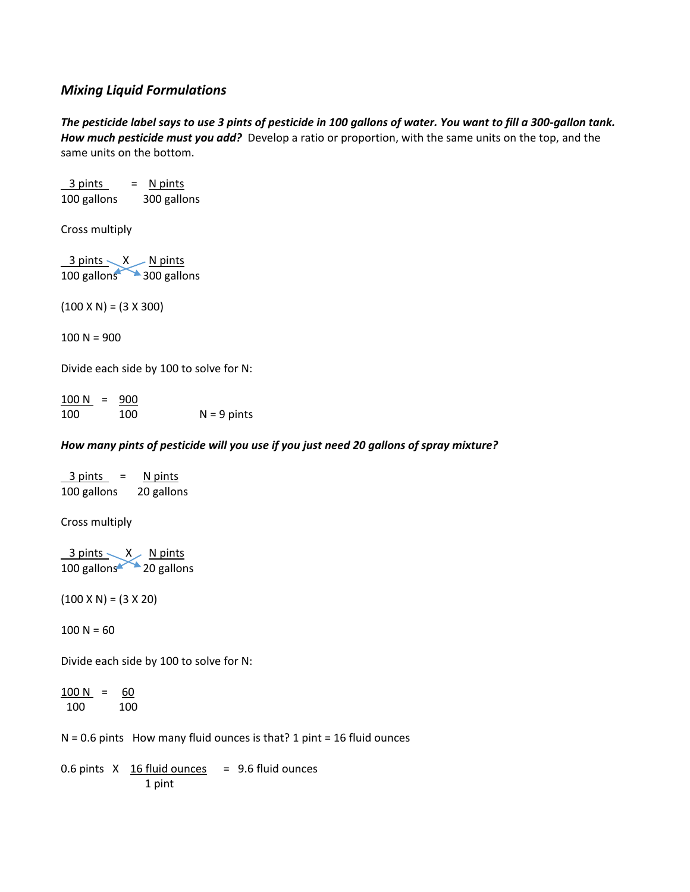### *Mixing Liquid Formulations*

***The pesticide label says to use 3 pints of pesticide in 100 gallons of water. You want to fill a 300-gallon tank. How much pesticide must you add?*** Develop a ratio or proportion, with the same units on the top, and the same units on the bottom.

$$\frac{3 \text{ pints}}{100 \text{ gallons}} = \frac{N \text{ pints}}{300 \text{ gallons}}$$

Cross multiply

$$\frac{3 \text{ pints}}{100 \text{ gallons}} \times \frac{N \text{ pints}}{300 \text{ gallons}}$$

$(100 \times N) = (3 \times 300)$

$100 N = 900$

Divide each side by 100 to solve for N:

$$\frac{100 N}{100} = \frac{900}{100} \qquad N = 9 \text{ pints}$$

***How many pints of pesticide will you use if you just need 20 gallons of spray mixture?***

$$\frac{3 \text{ pints}}{100 \text{ gallons}} = \frac{N \text{ pints}}{20 \text{ gallons}}$$

Cross multiply

$$\frac{3 \text{ pints}}{100 \text{ gallons}} \times \frac{N \text{ pints}}{20 \text{ gallons}}$$

$(100 \times N) = (3 \times 20)$

$100 N = 60$

Divide each side by 100 to solve for N:

$$\frac{100 N}{100} = \frac{60}{100}$$

$N = 0.6$ pints  How many fluid ounces is that? 1 pint = 16 fluid ounces

$$0.6 \text{ pints} \times \frac{16 \text{ fluid ounces}}{1 \text{ pint}} = 9.6 \text{ fluid ounces}$$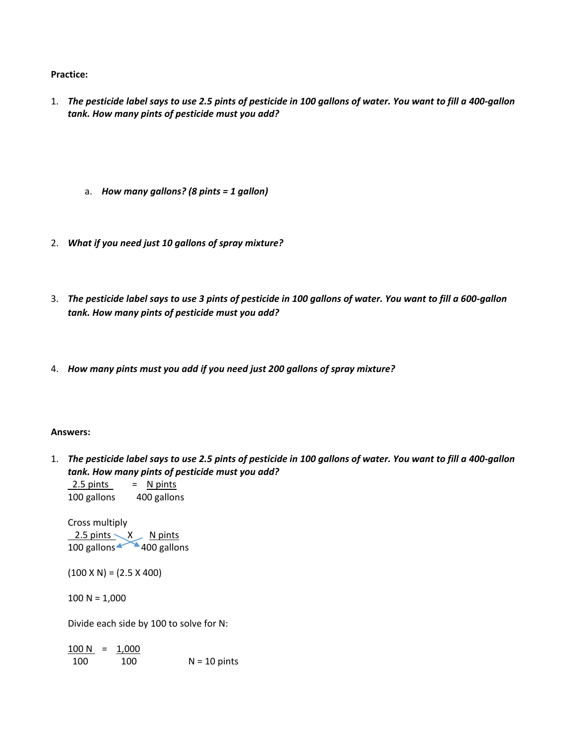**Practice:**

1. ***The pesticide label says to use 2.5 pints of pesticide in 100 gallons of water. You want to fill a 400-gallon tank. How many pints of pesticide must you add?***

   a. ***How many gallons? (8 pints = 1 gallon)***

2. ***What if you need just 10 gallons of spray mixture?***

3. ***The pesticide label says to use 3 pints of pesticide in 100 gallons of water. You want to fill a 600-gallon tank. How many pints of pesticide must you add?***

4. ***How many pints must you add if you need just 200 gallons of spray mixture?***

**Answers:**

1. ***The pesticide label says to use 2.5 pints of pesticide in 100 gallons of water. You want to fill a 400-gallon tank. How many pints of pesticide must you add?***

   $$\frac{2.5 \text{ pints}}{100 \text{ gallons}} = \frac{N \text{ pints}}{400 \text{ gallons}}$$

   Cross multiply

   $$\frac{2.5 \text{ pints}}{100 \text{ gallons}} \times \frac{N \text{ pints}}{400 \text{ gallons}}$$

   $(100 \times N) = (2.5 \times 400)$

   $100 N = 1{,}000$

   Divide each side by 100 to solve for N:

   $$\frac{100 N}{100} = \frac{1{,}000}{100} \qquad N = 10 \text{ pints}$$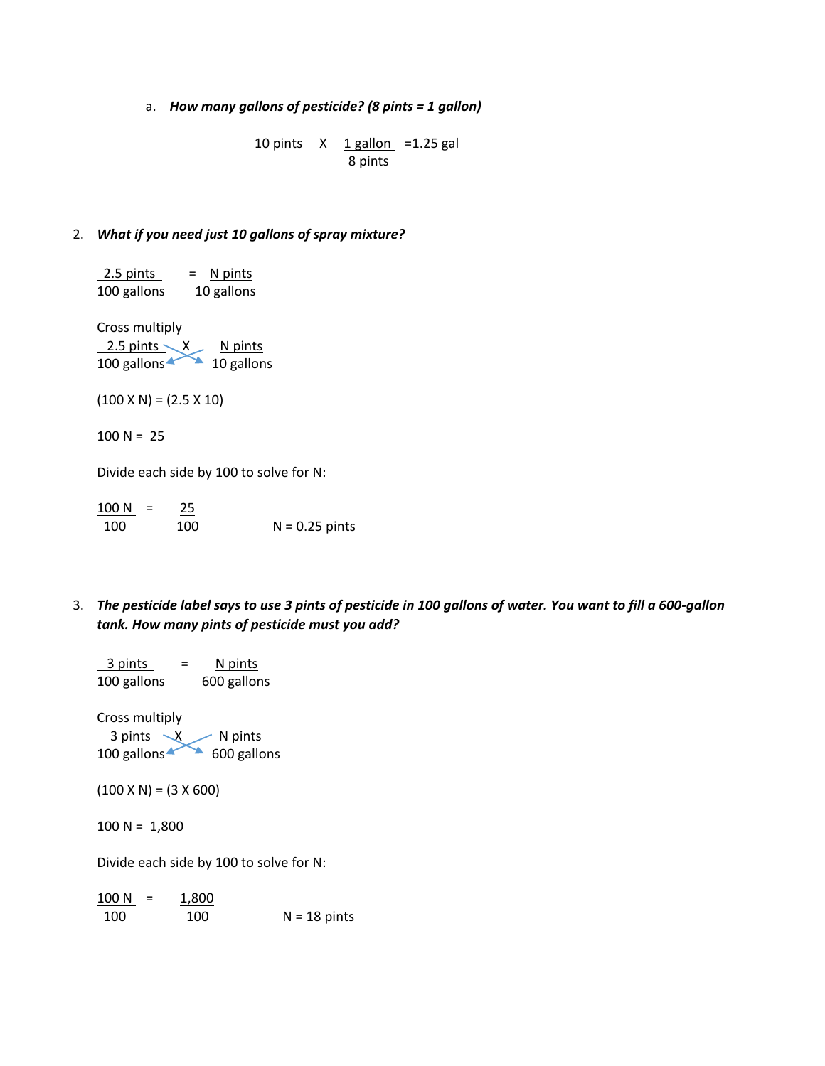a. ***How many gallons of pesticide? (8 pints = 1 gallon)***

$$10 \text{ pints} \times \frac{1 \text{ gallon}}{8 \text{ pints}} = 1.25 \text{ gal}$$

2. ***What if you need just 10 gallons of spray mixture?***

$$\frac{2.5 \text{ pints}}{100 \text{ gallons}} = \frac{N \text{ pints}}{10 \text{ gallons}}$$

Cross multiply

$$\frac{2.5 \text{ pints}}{100 \text{ gallons}} \times \frac{N \text{ pints}}{10 \text{ gallons}}$$

$(100 \times N) = (2.5 \times 10)$

$100 N = 25$

Divide each side by 100 to solve for N:

$$\frac{100 N}{100} = \frac{25}{100} \qquad N = 0.25 \text{ pints}$$

3. ***The pesticide label says to use 3 pints of pesticide in 100 gallons of water. You want to fill a 600-gallon tank. How many pints of pesticide must you add?***

$$\frac{3 \text{ pints}}{100 \text{ gallons}} = \frac{N \text{ pints}}{600 \text{ gallons}}$$

Cross multiply

$$\frac{3 \text{ pints}}{100 \text{ gallons}} \times \frac{N \text{ pints}}{600 \text{ gallons}}$$

$(100 \times N) = (3 \times 600)$

$100 N = 1{,}800$

Divide each side by 100 to solve for N:

$$\frac{100 N}{100} = \frac{1{,}800}{100} \qquad N = 18 \text{ pints}$$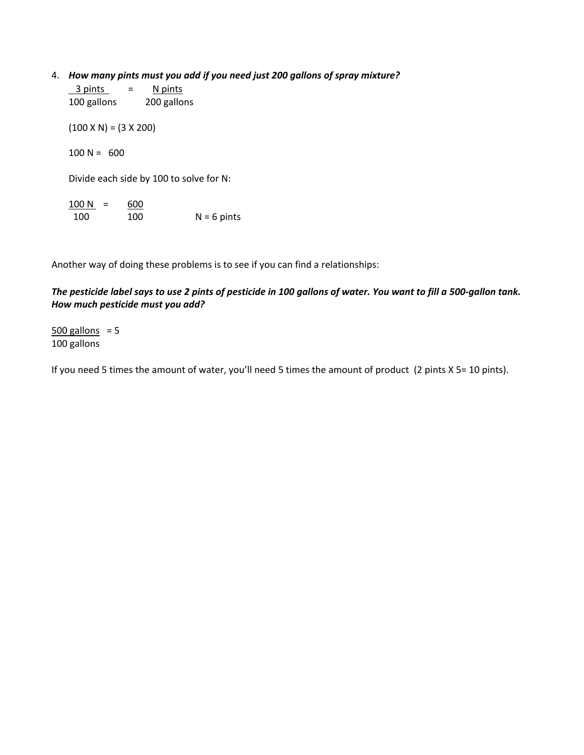4. ***How many pints must you add if you need just 200 gallons of spray mixture?***

$$\frac{3 \text{ pints}}{100 \text{ gallons}} = \frac{N \text{ pints}}{200 \text{ gallons}}$$

$(100 \text{ X } N) = (3 \text{ X } 200)$

$100\,N = 600$

Divide each side by 100 to solve for N:

$$\frac{100\,N}{100} = \frac{600}{100} \qquad N = 6 \text{ pints}$$

Another way of doing these problems is to see if you can find a relationships:

***The pesticide label says to use 2 pints of pesticide in 100 gallons of water. You want to fill a 500-gallon tank. How much pesticide must you add?***

$$\frac{500 \text{ gallons}}{100 \text{ gallons}} = 5$$

If you need 5 times the amount of water, you'll need 5 times the amount of product (2 pints X 5= 10 pints).